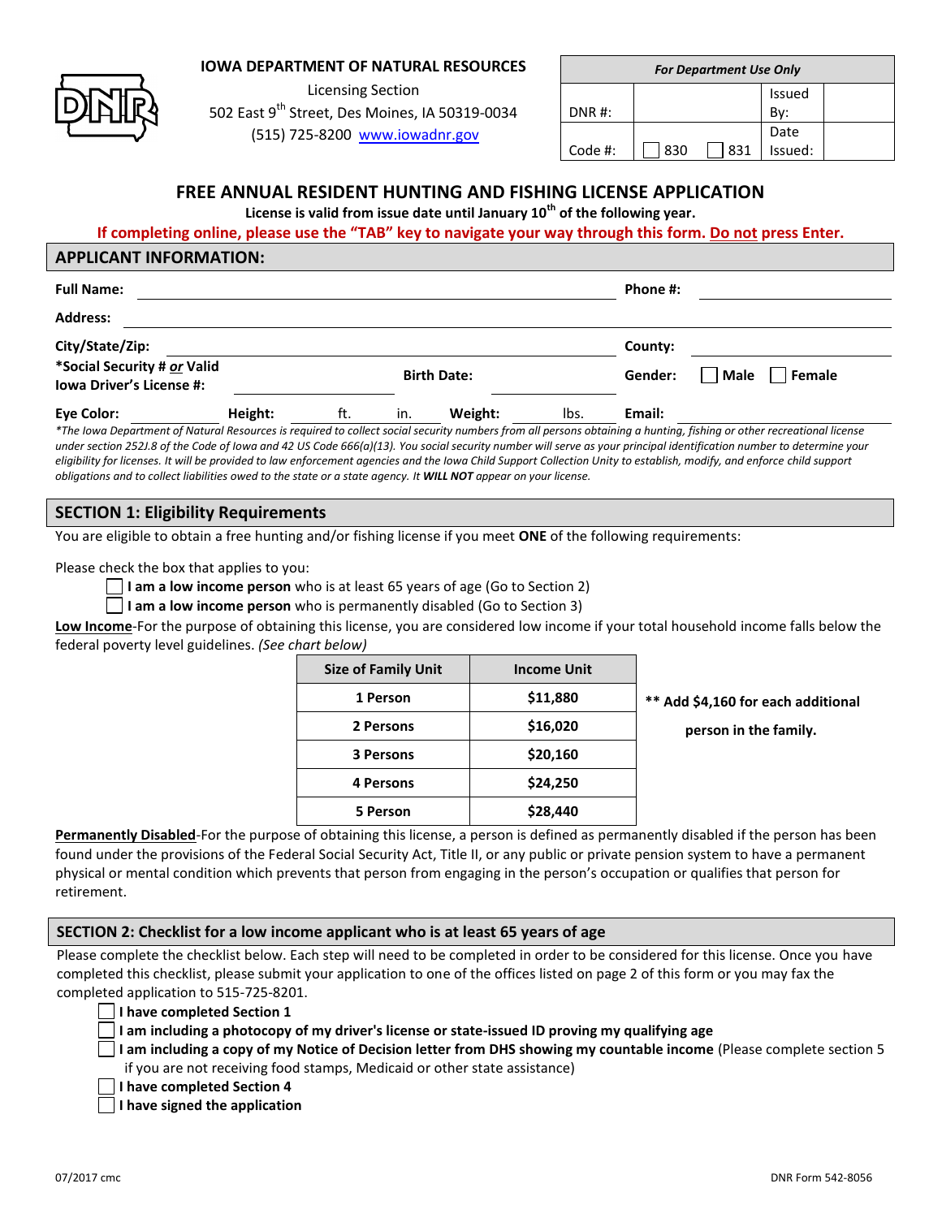**IOWA DEPARTMENT OF NATURAL RESOURCES**

Licensing Section
502 East 9th Street, Des Moines, IA 50319-0034
(515) 725-8200 www.iowadnr.gov

| *For Department Use Only* | | | |
|---|---|---|---|
| DNR #: | | Issued By: | |
| Code #: | ☐ 830 ☐ 831 | Date Issued: | |

# FREE ANNUAL RESIDENT HUNTING AND FISHING LICENSE APPLICATION

**License is valid from issue date until January 10th of the following year.**

**If completing online, please use the "TAB" key to navigate your way through this form. Do not press Enter.**

## APPLICANT INFORMATION:

**Full Name:** ______________________________ **Phone #:** ______________

**Address:** ______________________________

**City/State/Zip:** ______________________________ **County:** ______________

**\*Social Security # or Valid Iowa Driver's License #:** ______________ **Birth Date:** ______________ **Gender:** ☐ Male ☐ Female

**Eye Color:** ________ **Height:** ____ ft. ____ in. **Weight:** ____ lbs. **Email:** ______________

*\*The Iowa Department of Natural Resources is required to collect social security numbers from all persons obtaining a hunting, fishing or other recreational license under section 252J.8 of the Code of Iowa and 42 US Code 666(a)(13). You social security number will serve as your principal identification number to determine your eligibility for licenses. It will be provided to law enforcement agencies and the Iowa Child Support Collection Unity to establish, modify, and enforce child support obligations and to collect liabilities owed to the state or a state agency. It **WILL NOT** appear on your license.*

## SECTION 1: Eligibility Requirements

You are eligible to obtain a free hunting and/or fishing license if you meet **ONE** of the following requirements:

Please check the box that applies to you:

- ☐ **I am a low income person** who is at least 65 years of age (Go to Section 2)
- ☐ **I am a low income person** who is permanently disabled (Go to Section 3)

**Low Income**-For the purpose of obtaining this license, you are considered low income if your total household income falls below the federal poverty level guidelines. *(See chart below)*

| Size of Family Unit | Income Unit |
|---|---|
| 1 Person | $11,880 |
| 2 Persons | $16,020 |
| 3 Persons | $20,160 |
| 4 Persons | $24,250 |
| 5 Person | $28,440 |

**\*\* Add $4,160 for each additional person in the family.**

**Permanently Disabled**-For the purpose of obtaining this license, a person is defined as permanently disabled if the person has been found under the provisions of the Federal Social Security Act, Title II, or any public or private pension system to have a permanent physical or mental condition which prevents that person from engaging in the person's occupation or qualifies that person for retirement.

## SECTION 2: Checklist for a low income applicant who is at least 65 years of age

Please complete the checklist below. Each step will need to be completed in order to be considered for this license. Once you have completed this checklist, please submit your application to one of the offices listed on page 2 of this form or you may fax the completed application to 515-725-8201.

- ☐ **I have completed Section 1**
- ☐ **I am including a photocopy of my driver's license or state-issued ID proving my qualifying age**
- ☐ **I am including a copy of my Notice of Decision letter from DHS showing my countable income** (Please complete section 5 if you are not receiving food stamps, Medicaid or other state assistance)
- ☐ **I have completed Section 4**
- ☐ **I have signed the application**

07/2017 cmc DNR Form 542-8056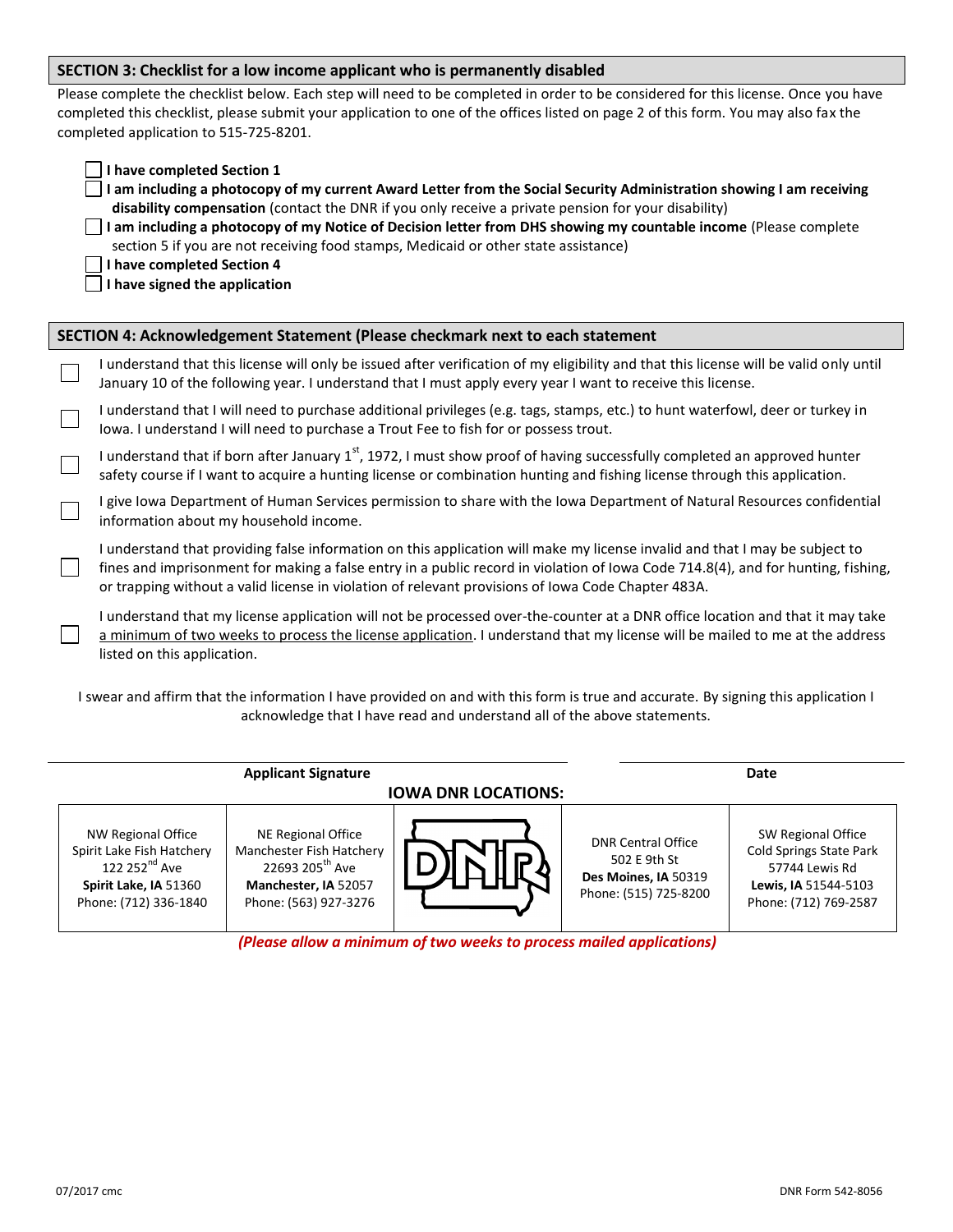## SECTION 3: Checklist for a low income applicant who is permanently disabled

Please complete the checklist below. Each step will need to be completed in order to be considered for this license. Once you have completed this checklist, please submit your application to one of the offices listed on page 2 of this form. You may also fax the completed application to 515-725-8201.

- ☐ **I have completed Section 1**
- ☐ **I am including a photocopy of my current Award Letter from the Social Security Administration showing I am receiving disability compensation** (contact the DNR if you only receive a private pension for your disability)
- ☐ **I am including a photocopy of my Notice of Decision letter from DHS showing my countable income** (Please complete section 5 if you are not receiving food stamps, Medicaid or other state assistance)
- ☐ **I have completed Section 4**
- ☐ **I have signed the application**

## SECTION 4: Acknowledgement Statement (Please checkmark next to each statement

- ☐ I understand that this license will only be issued after verification of my eligibility and that this license will be valid only until January 10 of the following year. I understand that I must apply every year I want to receive this license.
- ☐ I understand that I will need to purchase additional privileges (e.g. tags, stamps, etc.) to hunt waterfowl, deer or turkey in Iowa. I understand I will need to purchase a Trout Fee to fish for or possess trout.
- ☐ I understand that if born after January 1st, 1972, I must show proof of having successfully completed an approved hunter safety course if I want to acquire a hunting license or combination hunting and fishing license through this application.
- ☐ I give Iowa Department of Human Services permission to share with the Iowa Department of Natural Resources confidential information about my household income.
- ☐ I understand that providing false information on this application will make my license invalid and that I may be subject to fines and imprisonment for making a false entry in a public record in violation of Iowa Code 714.8(4), and for hunting, fishing, or trapping without a valid license in violation of relevant provisions of Iowa Code Chapter 483A.
- ☐ I understand that my license application will not be processed over-the-counter at a DNR office location and that it may take a minimum of two weeks to process the license application. I understand that my license will be mailed to me at the address listed on this application.

I swear and affirm that the information I have provided on and with this form is true and accurate. By signing this application I acknowledge that I have read and understand all of the above statements.

_______________________________ Applicant Signature        _______________ Date

**IOWA DNR LOCATIONS:**

| NW Regional Office | NE Regional Office | DNR | DNR Central Office | SW Regional Office |
|---|---|---|---|---|
| Spirit Lake Fish Hatchery<br>122 252nd Ave<br>**Spirit Lake, IA** 51360<br>Phone: (712) 336-1840 | Manchester Fish Hatchery<br>22693 205th Ave<br>**Manchester, IA** 52057<br>Phone: (563) 927-3276 | | 502 E 9th St<br>**Des Moines, IA** 50319<br>Phone: (515) 725-8200 | Cold Springs State Park<br>57744 Lewis Rd<br>**Lewis, IA** 51544-5103<br>Phone: (712) 769-2587 |

***(Please allow a minimum of two weeks to process mailed applications)***

07/2017 cmc DNR Form 542-8056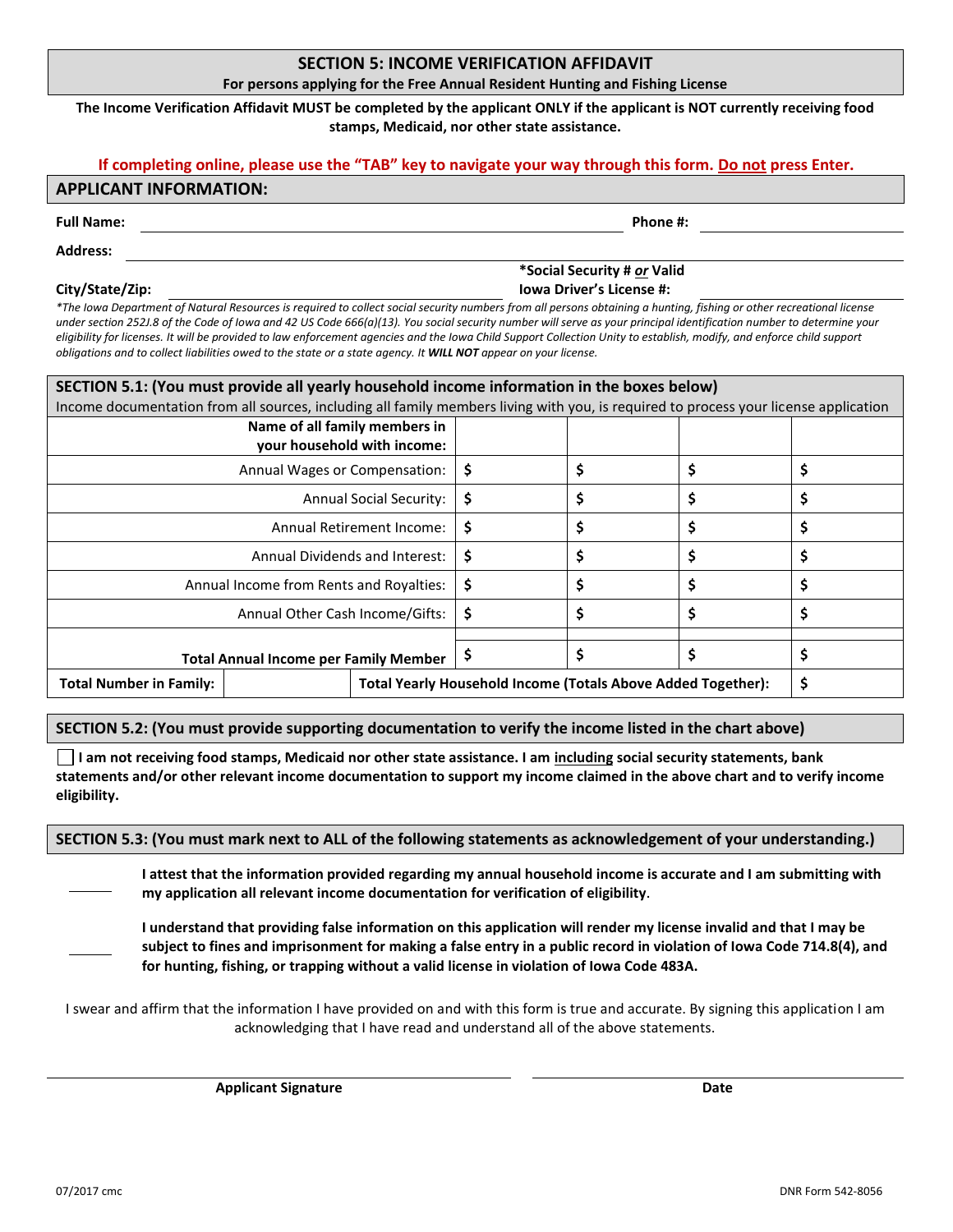## SECTION 5: INCOME VERIFICATION AFFIDAVIT

**For persons applying for the Free Annual Resident Hunting and Fishing License**

**The Income Verification Affidavit MUST be completed by the applicant ONLY if the applicant is NOT currently receiving food stamps, Medicaid, nor other state assistance.**

**If completing online, please use the "TAB" key to navigate your way through this form. Do not press Enter.**

## APPLICANT INFORMATION:

**Full Name:** ____________________ **Phone #:** ____________________

**Address:** ____________________

**City/State/Zip:** ____________________ **\*Social Security # or Valid Iowa Driver's License #:** ____________________

*\*The Iowa Department of Natural Resources is required to collect social security numbers from all persons obtaining a hunting, fishing or other recreational license under section 252J.8 of the Code of Iowa and 42 US Code 666(a)(13). You social security number will serve as your principal identification number to determine your eligibility for licenses. It will be provided to law enforcement agencies and the Iowa Child Support Collection Unity to establish, modify, and enforce child support obligations and to collect liabilities owed to the state or a state agency. It **WILL NOT** appear on your license.*

### SECTION 5.1: (You must provide all yearly household income information in the boxes below)

Income documentation from all sources, including all family members living with you, is required to process your license application

| | | | | |
|---|---|---|---|---|
| **Name of all family members in your household with income:** | | | | |
| Annual Wages or Compensation: | $ | $ | $ | $ |
| Annual Social Security: | $ | $ | $ | $ |
| Annual Retirement Income: | $ | $ | $ | $ |
| Annual Dividends and Interest: | $ | $ | $ | $ |
| Annual Income from Rents and Royalties: | $ | $ | $ | $ |
| Annual Other Cash Income/Gifts: | $ | $ | $ | $ |
| **Total Annual Income per Family Member** | $ | $ | $ | $ |
| **Total Number in Family:** | | **Total Yearly Household Income (Totals Above Added Together):** | | $ |

### SECTION 5.2: (You must provide supporting documentation to verify the income listed in the chart above)

☐ **I am not receiving food stamps, Medicaid nor other state assistance. I am including social security statements, bank statements and/or other relevant income documentation to support my income claimed in the above chart and to verify income eligibility.**

### SECTION 5.3: (You must mark next to ALL of the following statements as acknowledgement of your understanding.)

______ **I attest that the information provided regarding my annual household income is accurate and I am submitting with my application all relevant income documentation for verification of eligibility.**

______ **I understand that providing false information on this application will render my license invalid and that I may be subject to fines and imprisonment for making a false entry in a public record in violation of Iowa Code 714.8(4), and for hunting, fishing, or trapping without a valid license in violation of Iowa Code 483A.**

I swear and affirm that the information I have provided on and with this form is true and accurate. By signing this application I am acknowledging that I have read and understand all of the above statements.

____________________ ____________________

**Applicant Signature** **Date**

07/2017 cmc DNR Form 542-8056